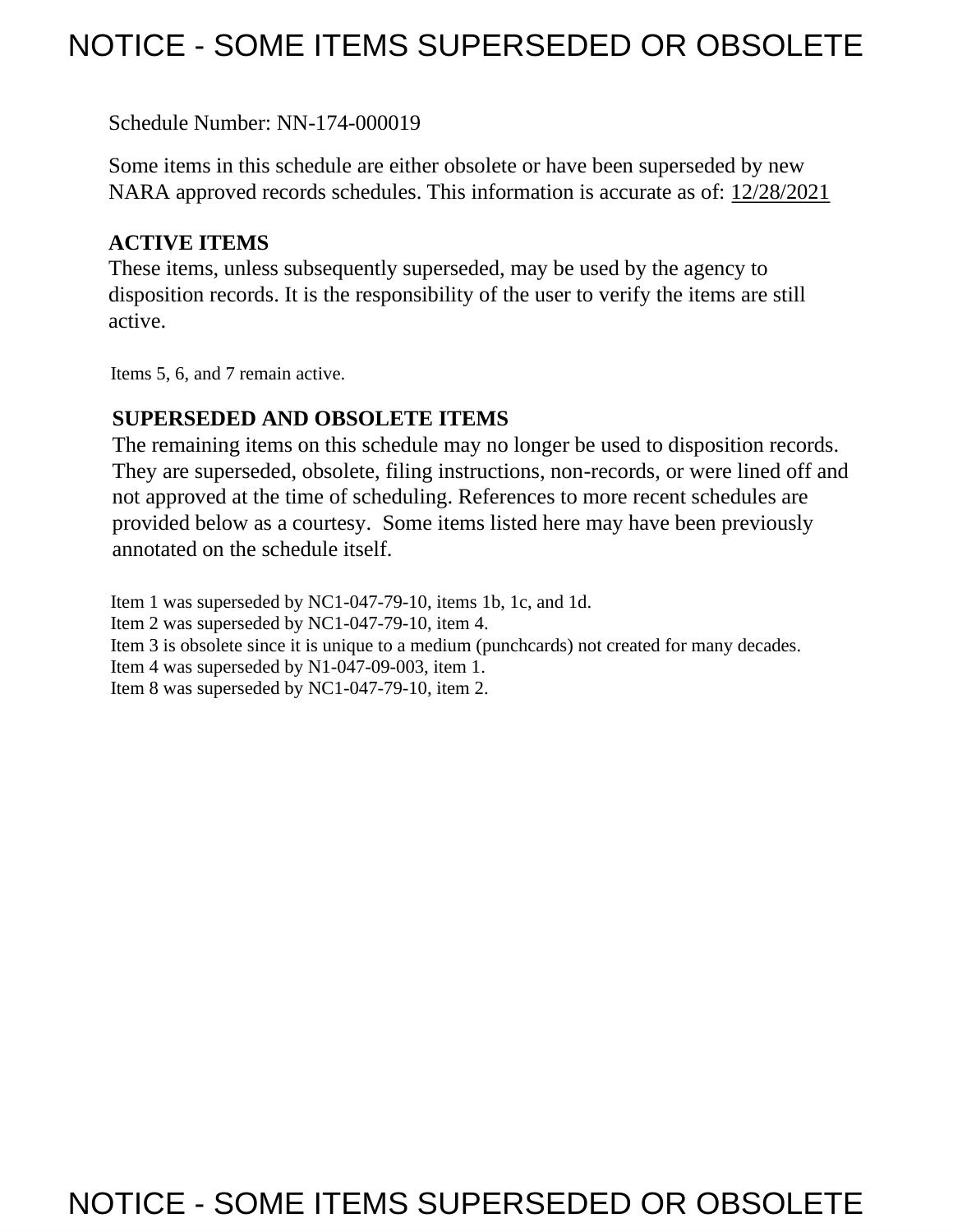# NOTICE - SOME ITEMS SUPERSEDED OR OBSOLETE

Schedule Number: NN-174-000019

Some items in this schedule are either obsolete or have been superseded by new NARA approved records schedules. This information is accurate as of: 12/28/2021

**ACTIVE ITEMS**

These items, unless subsequently superseded, may be used by the agency to disposition records. It is the responsibility of the user to verify the items are still active.

Items 5, 6, and 7 remain active.

**SUPERSEDED AND OBSOLETE ITEMS**

The remaining items on this schedule may no longer be used to disposition records. They are superseded, obsolete, filing instructions, non-records, or were lined off and not approved at the time of scheduling. References to more recent schedules are provided below as a courtesy. Some items listed here may have been previously annotated on the schedule itself.

Item 1 was superseded by NC1-047-79-10, items 1b, 1c, and 1d.
Item 2 was superseded by NC1-047-79-10, item 4.
Item 3 is obsolete since it is unique to a medium (punchcards) not created for many decades.
Item 4 was superseded by N1-047-09-003, item 1.
Item 8 was superseded by NC1-047-79-10, item 2.

# NOTICE - SOME ITEMS SUPERSEDED OR OBSOLETE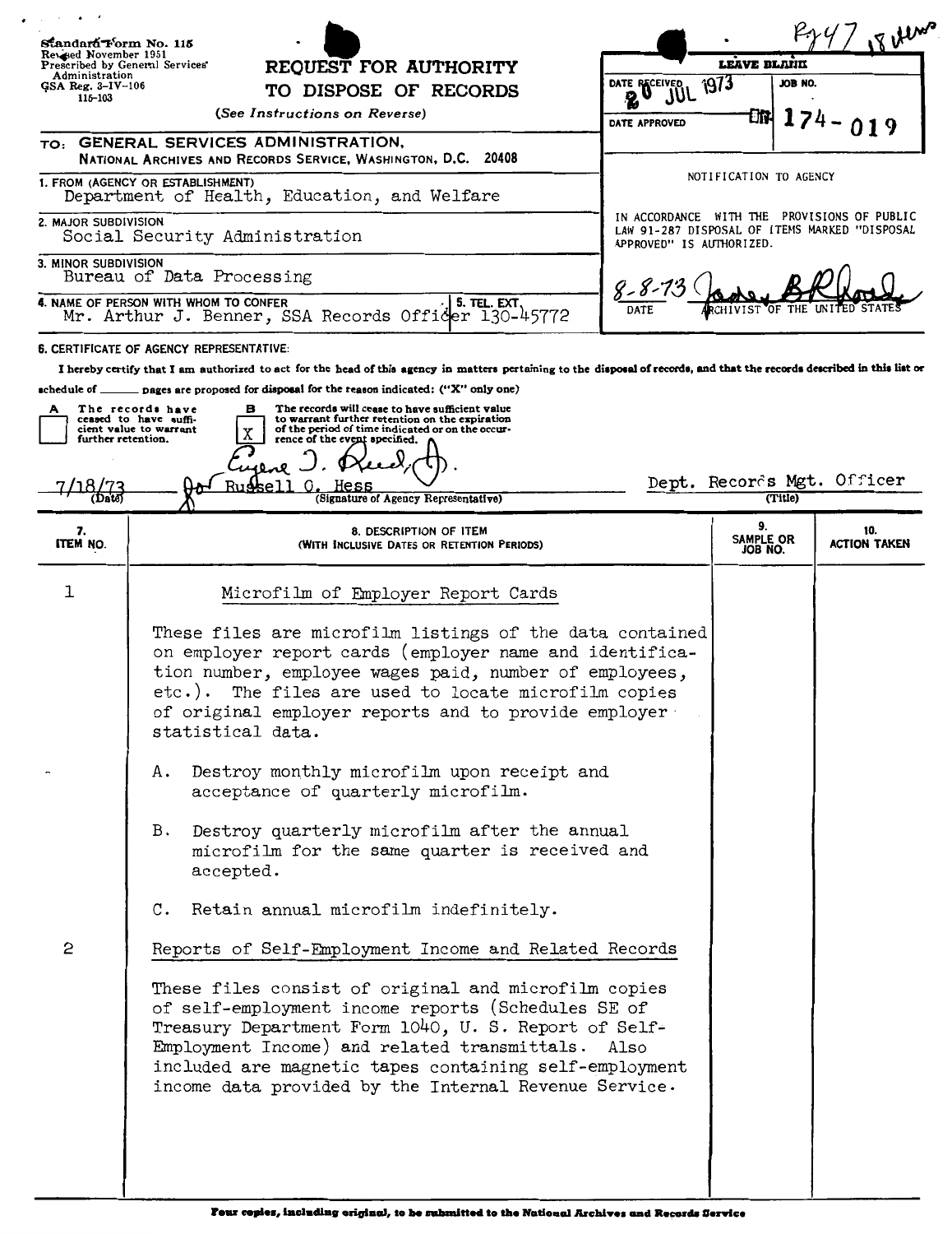Standard Form No. 115
Revised November 1951
Prescribed by General Services Administration
GSA Reg. 3-IV-106
115-103

# REQUEST FOR AUTHORITY TO DISPOSE OF RECORDS

(See Instructions on Reverse)

Pg 47 18 items

| LEAVE BLANK | |
|---|---|
| DATE RECEIVED 20 JUL 1973 | JOB NO. |
| DATE APPROVED | NN 174-019 |

NOTIFICATION TO AGENCY

IN ACCORDANCE WITH THE PROVISIONS OF PUBLIC LAW 91-287 DISPOSAL OF ITEMS MARKED "DISPOSAL APPROVED" IS AUTHORIZED.

8-8-73 — James B. Rhoads — ARCHIVIST OF THE UNITED STATES

TO: **GENERAL SERVICES ADMINISTRATION,**
NATIONAL ARCHIVES AND RECORDS SERVICE, WASHINGTON, D.C. 20408

1. FROM (AGENCY OR ESTABLISHMENT)
Department of Health, Education, and Welfare

2. MAJOR SUBDIVISION
Social Security Administration

3. MINOR SUBDIVISION
Bureau of Data Processing

4. NAME OF PERSON WITH WHOM TO CONFER
Mr. Arthur J. Benner, SSA Records Officer

5. TEL. EXT.
130-45772

6. CERTIFICATE OF AGENCY REPRESENTATIVE:

I hereby certify that I am authorized to act for the head of this agency in matters pertaining to the disposal of records, and that the records described in this list or schedule of ______ pages are proposed for disposal for the reason indicated: ("X" only one)

A [ ] The records have ceased to have sufficient value to warrant further retention.

B [X] The records will cease to have sufficient value to warrant further retention on the expiration of the period of time indicated or on the occurrence of the event specified.

7/18/73 — Eugene J. Reed, for Russell O. Hess (Signature of Agency Representative) — Dept. Records Mgt. Officer (Title)

| 7. ITEM NO. | 8. DESCRIPTION OF ITEM (WITH INCLUSIVE DATES OR RETENTION PERIODS) | 9. SAMPLE OR JOB NO. | 10. ACTION TAKEN |
|---|---|---|---|
| 1 | Microfilm of Employer Report Cards | | |
| | These files are microfilm listings of the data contained on employer report cards (employer name and identification number, employee wages paid, number of employees, etc.). The files are used to locate microfilm copies of original employer reports and to provide employer statistical data. | | |
| | A. Destroy monthly microfilm upon receipt and acceptance of quarterly microfilm. | | |
| | B. Destroy quarterly microfilm after the annual microfilm for the same quarter is received and accepted. | | |
| | C. Retain annual microfilm indefinitely. | | |
| 2 | Reports of Self-Employment Income and Related Records | | |
| | These files consist of original and microfilm copies of self-employment income reports (Schedules SE of Treasury Department Form 1040, U. S. Report of Self-Employment Income) and related transmittals. Also included are magnetic tapes containing self-employment income data provided by the Internal Revenue Service. | | |

**Four copies, including original, to be submitted to the National Archives and Records Service**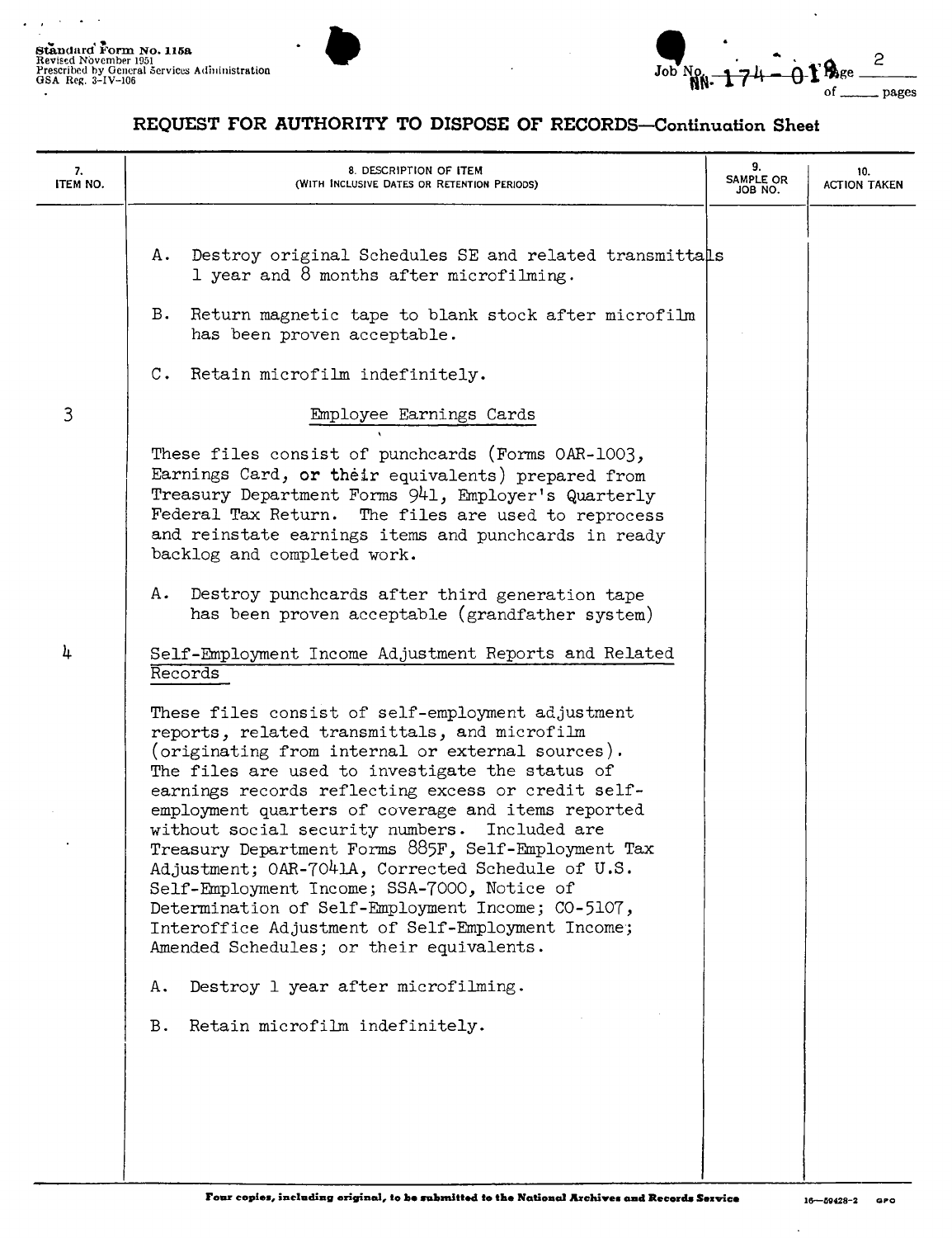Standard Form No. 115a
Revised November 1951
Prescribed by General Services Administration
GSA Reg. 3-IV-106

Job No. NN-174-018 Page 2 of ___ pages

## REQUEST FOR AUTHORITY TO DISPOSE OF RECORDS—Continuation Sheet

| 7. ITEM NO. | 8. DESCRIPTION OF ITEM (WITH INCLUSIVE DATES OR RETENTION PERIODS) | 9. SAMPLE OR JOB NO. | 10. ACTION TAKEN |
|---|---|---|---|
| | A. Destroy original Schedules SE and related transmittals 1 year and 8 months after microfilming. | | |
| | B. Return magnetic tape to blank stock after microfilm has been proven acceptable. | | |
| | C. Retain microfilm indefinitely. | | |
| 3 | Employee Earnings Cards | | |
| | These files consist of punchcards (Forms OAR-1003, Earnings Card, or their equivalents) prepared from Treasury Department Forms 941, Employer's Quarterly Federal Tax Return. The files are used to reprocess and reinstate earnings items and punchcards in ready backlog and completed work. | | |
| | A. Destroy punchcards after third generation tape has been proven acceptable (grandfather system) | | |
| 4 | Self-Employment Income Adjustment Reports and Related Records | | |
| | These files consist of self-employment adjustment reports, related transmittals, and microfilm (originating from internal or external sources). The files are used to investigate the status of earnings records reflecting excess or credit self-employment quarters of coverage and items reported without social security numbers. Included are Treasury Department Forms 885F, Self-Employment Tax Adjustment; OAR-7041A, Corrected Schedule of U.S. Self-Employment Income; SSA-7000, Notice of Determination of Self-Employment Income; CO-5107, Interoffice Adjustment of Self-Employment Income; Amended Schedules; or their equivalents. | | |
| | A. Destroy 1 year after microfilming. | | |
| | B. Retain microfilm indefinitely. | | |

Four copies, including original, to be submitted to the National Archives and Records Service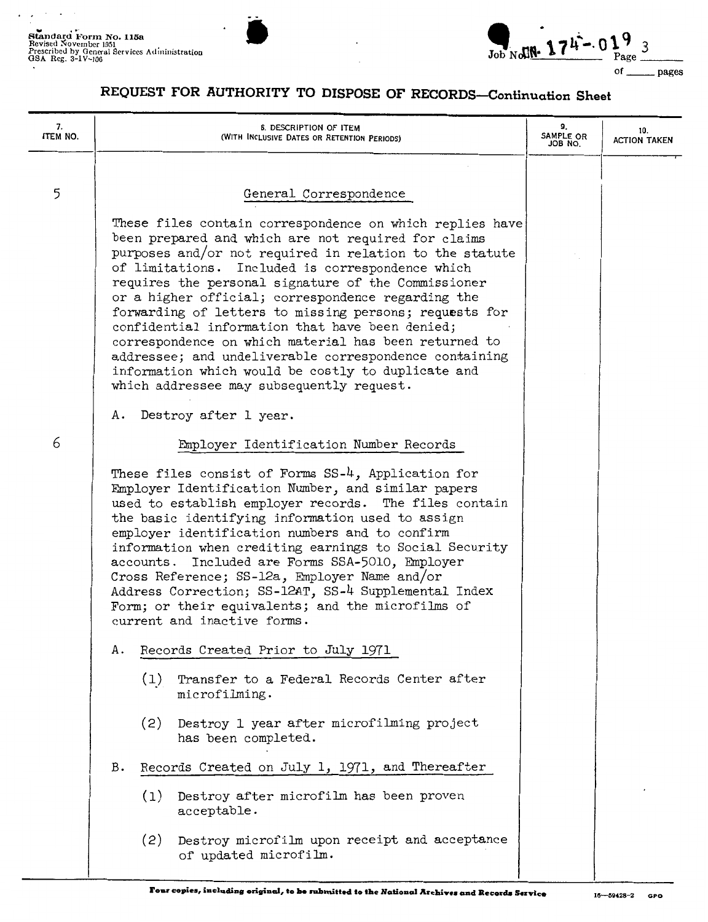Standard Form No. 115a
Revised November 1951
Prescribed by General Services Administration
GSA Reg. 3-IV-106

Job No. NN-174-019 Page 3 of ___ pages

## REQUEST FOR AUTHORITY TO DISPOSE OF RECORDS—Continuation Sheet

| 7. ITEM NO. | 8. DESCRIPTION OF ITEM (WITH INCLUSIVE DATES OR RETENTION PERIODS) | 9. SAMPLE OR JOB NO. | 10. ACTION TAKEN |
|---|---|---|---|
| 5 | General Correspondence<br><br>These files contain correspondence on which replies have been prepared and which are not required for claims purposes and/or not required in relation to the statute of limitations. Included is correspondence which requires the personal signature of the Commissioner or a higher official; correspondence regarding the forwarding of letters to missing persons; requests for confidential information that have been denied; correspondence on which material has been returned to addressee; and undeliverable correspondence containing information which would be costly to duplicate and which addressee may subsequently request.<br><br>A. Destroy after 1 year. | | |
| 6 | Employer Identification Number Records<br><br>These files consist of Forms SS-4, Application for Employer Identification Number, and similar papers used to establish employer records. The files contain the basic identifying information used to assign employer identification numbers and to confirm information when crediting earnings to Social Security accounts. Included are Forms SSA-5010, Employer Cross Reference; SS-12a, Employer Name and/or Address Correction; SS-12AT, SS-4 Supplemental Index Form; or their equivalents; and the microfilms of current and inactive forms.<br><br>A. Records Created Prior to July 1971<br><br>(1) Transfer to a Federal Records Center after microfilming.<br><br>(2) Destroy 1 year after microfilming project has been completed.<br><br>B. Records Created on July 1, 1971, and Thereafter<br><br>(1) Destroy after microfilm has been proven acceptable.<br><br>(2) Destroy microfilm upon receipt and acceptance of updated microfilm. | | |

**Four copies, including original, to be submitted to the National Archives and Records Service**

16—59428-2 GPO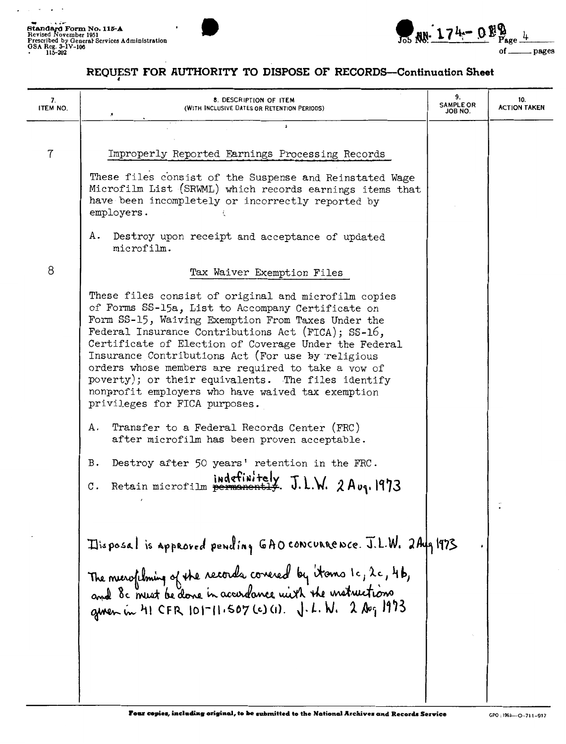Standard Form No. 115-A
Revised November 1951
Prescribed by General Services Administration
GSA Reg. 3-IV-106
115-202

Job No. NN-174-082 Page 4 of ___ pages

## REQUEST FOR AUTHORITY TO DISPOSE OF RECORDS—Continuation Sheet

| 7. ITEM NO. | 8. DESCRIPTION OF ITEM (WITH INCLUSIVE DATES OR RETENTION PERIODS) | 9. SAMPLE OR JOB NO. | 10. ACTION TAKEN |
|---|---|---|---|
| 7 | Improperly Reported Earnings Processing Records<br><br>These files consist of the Suspense and Reinstated Wage Microfilm List (SRWML) which records earnings items that have been incompletely or incorrectly reported by employers.<br><br>A. Destroy upon receipt and acceptance of updated microfilm. | | |
| 8 | Tax Waiver Exemption Files<br><br>These files consist of original and microfilm copies of Forms SS-15a, List to Accompany Certificate on Form SS-15, Waiving Exemption From Taxes Under the Federal Insurance Contributions Act (FICA); SS-16, Certificate of Election of Coverage Under the Federal Insurance Contributions Act (For use by religious orders whose members are required to take a vow of poverty); or their equivalents. The files identify nonprofit employers who have waived tax exemption privileges for FICA purposes.<br><br>A. Transfer to a Federal Records Center (FRC) after microfilm has been proven acceptable.<br><br>B. Destroy after 50 years' retention in the FRC.<br><br>C. Retain microfilm ~~permanently~~ indefinitely. J.L.W. 2 Aug. 1973 | | |

Disposal is approved pending GAO concurrence. J.L.W. 2 Aug 1973

The microfilming of the records covered by items 1c, 2c, 4b, and 8c must be done in accordance with the instructions given in 41 CFR 101-11.507(c)(1). J.L.W. 2 Aug 1973

Four copies, including original, to be submitted to the National Archives and Records Service

GPO : 1963—O-711-917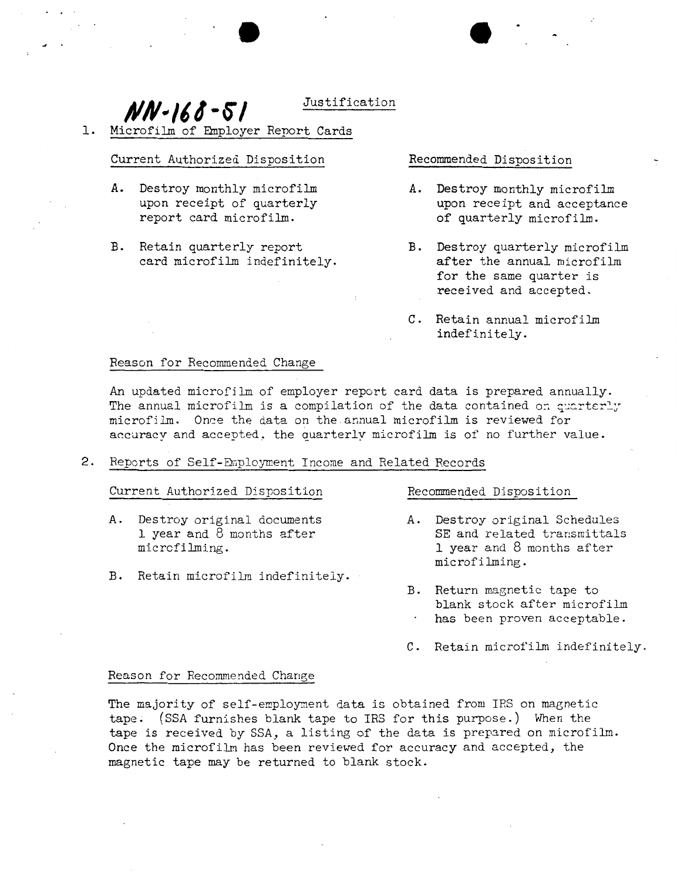**NN-168-51**

## Justification

1. Microfilm of Employer Report Cards

| Current Authorized Disposition | Recommended Disposition |
|---|---|
| A. Destroy monthly microfilm upon receipt of quarterly report card microfilm. | A. Destroy monthly microfilm upon receipt and acceptance of quarterly microfilm. |
| B. Retain quarterly report card microfilm indefinitely. | B. Destroy quarterly microfilm after the annual microfilm for the same quarter is received and accepted. |
| | C. Retain annual microfilm indefinitely. |

Reason for Recommended Change

An updated microfilm of employer report card data is prepared annually. The annual microfilm is a compilation of the data contained on quarterly microfilm. Once the data on the annual microfilm is reviewed for accuracy and accepted, the quarterly microfilm is of no further value.

2. Reports of Self-Employment Income and Related Records

| Current Authorized Disposition | Recommended Disposition |
|---|---|
| A. Destroy original documents 1 year and 8 months after microfilming. | A. Destroy original Schedules SE and related transmittals 1 year and 8 months after microfilming. |
| B. Retain microfilm indefinitely. | B. Return magnetic tape to blank stock after microfilm has been proven acceptable. |
| | C. Retain microfilm indefinitely. |

Reason for Recommended Change

The majority of self-employment data is obtained from IRS on magnetic tape. (SSA furnishes blank tape to IRS for this purpose.) When the tape is received by SSA, a listing of the data is prepared on microfilm. Once the microfilm has been reviewed for accuracy and accepted, the magnetic tape may be returned to blank stock.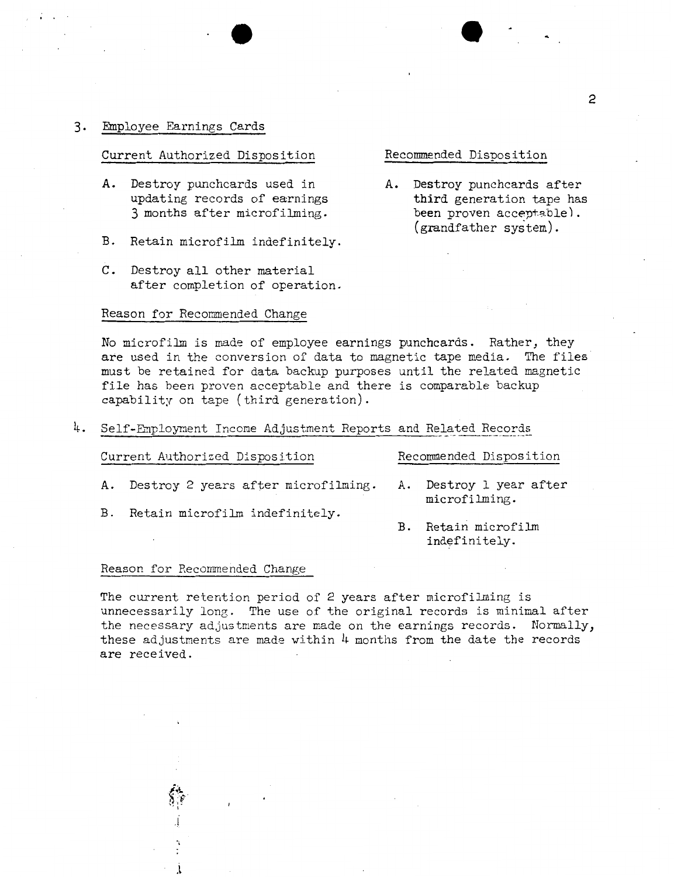3. Employee Earnings Cards

| Current Authorized Disposition | Recommended Disposition |
|---|---|
| A. Destroy punchcards used in updating records of earnings 3 months after microfilming. | A. Destroy punchcards after **third** generation tape has been proven acceptable). (grandfather system). |
| B. Retain microfilm indefinitely. | |
| C. Destroy all other material after completion of operation. | |

Reason for Recommended Change

No microfilm is made of employee earnings punchcards. Rather, they are used in the conversion of data to magnetic tape media. The files must be retained for data backup purposes until the related magnetic file has been proven acceptable and there is comparable backup capability on tape (third generation).

4. Self-Employment Income Adjustment Reports and Related Records

| Current Authorized Disposition | Recommended Disposition |
|---|---|
| A. Destroy 2 years after microfilming. | A. Destroy 1 year after microfilming. |
| B. Retain microfilm indefinitely. | B. Retain microfilm indefinitely. |

Reason for Recommended Change

The current retention period of 2 years after microfilming is unnecessarily long. The use of the original records is minimal after the necessary adjustments are made on the earnings records. Normally, these adjustments are made within 4 months from the date the records are received.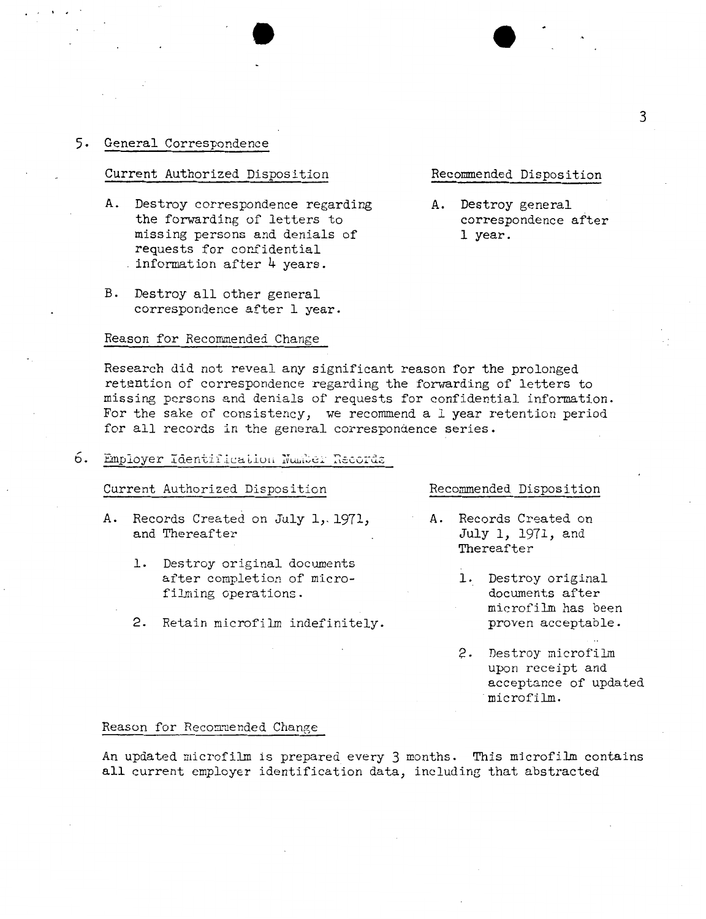5. General Correspondence

| Current Authorized Disposition | Recommended Disposition |
|---|---|
| A. Destroy correspondence regarding the forwarding of letters to missing persons and denials of requests for confidential information after 4 years. | A. Destroy general correspondence after 1 year. |
| B. Destroy all other general correspondence after 1 year. | |

Reason for Recommended Change

Research did not reveal any significant reason for the prolonged retention of correspondence regarding the forwarding of letters to missing persons and denials of requests for confidential information. For the sake of consistency, we recommend a 1 year retention period for all records in the general correspondence series.

6. Employer Identification Number Records

| Current Authorized Disposition | Recommended Disposition |
|---|---|
| A. Records Created on July 1, 1971, and Thereafter | A. Records Created on July 1, 1971, and Thereafter |
| 1. Destroy original documents after completion of microfilming operations. | 1. Destroy original documents after microfilm has been proven acceptable. |
| 2. Retain microfilm indefinitely. | 2. Destroy microfilm upon receipt and acceptance of updated microfilm. |

Reason for Recommended Change

An updated microfilm is prepared every 3 months. This microfilm contains all current employer identification data, including that abstracted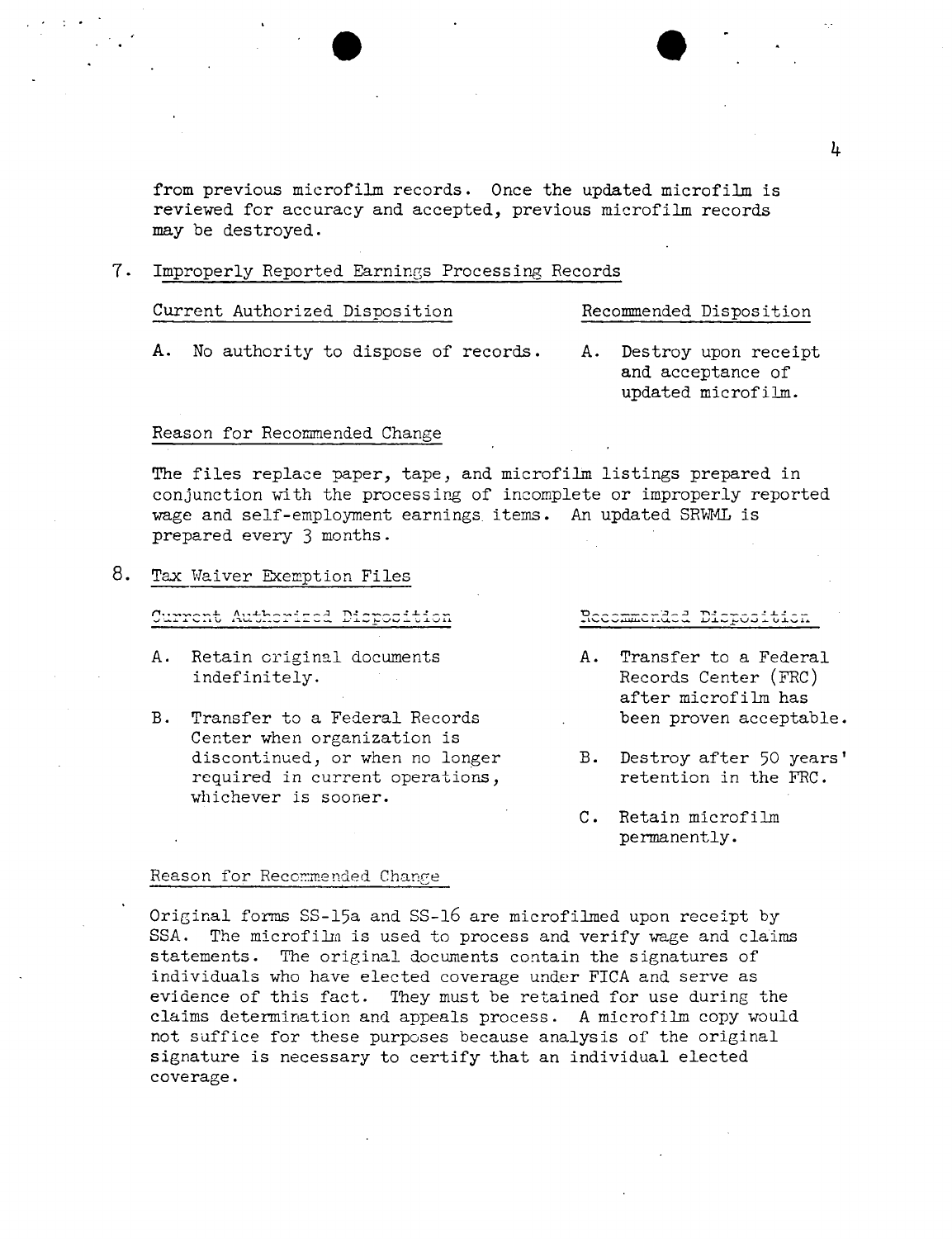from previous microfilm records. Once the updated microfilm is reviewed for accuracy and accepted, previous microfilm records may be destroyed.

7. Improperly Reported Earnings Processing Records

| Current Authorized Disposition | Recommended Disposition |
|---|---|
| A. No authority to dispose of records. | A. Destroy upon receipt and acceptance of updated microfilm. |

Reason for Recommended Change

The files replace paper, tape, and microfilm listings prepared in conjunction with the processing of incomplete or improperly reported wage and self-employment earnings items. An updated SRWML is prepared every 3 months.

8. Tax Waiver Exemption Files

| Current Authorized Disposition | Recommended Disposition |
|---|---|
| A. Retain original documents indefinitely. | A. Transfer to a Federal Records Center (FRC) after microfilm has been proven acceptable. |
| B. Transfer to a Federal Records Center when organization is discontinued, or when no longer required in current operations, whichever is sooner. | B. Destroy after 50 years' retention in the FRC. |
| | C. Retain microfilm permanently. |

Reason for Recommended Change

Original forms SS-15a and SS-16 are microfilmed upon receipt by SSA. The microfilm is used to process and verify wage and claims statements. The original documents contain the signatures of individuals who have elected coverage under FICA and serve as evidence of this fact. They must be retained for use during the claims determination and appeals process. A microfilm copy would not suffice for these purposes because analysis of the original signature is necessary to certify that an individual elected coverage.